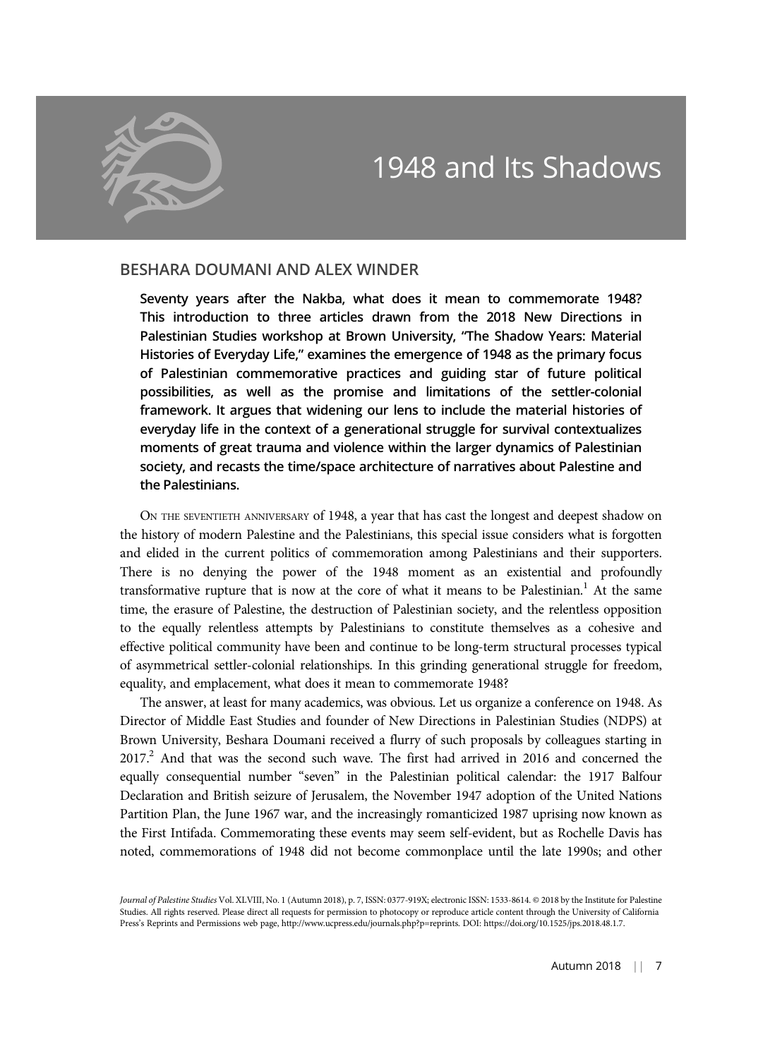# 1948 and Its Shadows

## BESHARA DOUMANI AND ALEX WINDER

**Seventy years after the Nakba, what does it mean to commemorate 1948? This introduction to three articles drawn from the 2018 New Directions in Palestinian Studies workshop at Brown University, "The Shadow Years: Material Histories of Everyday Life," examines the emergence of 1948 as the primary focus of Palestinian commemorative practices and guiding star of future political possibilities, as well as the promise and limitations of the settler-colonial framework. It argues that widening our lens to include the material histories of everyday life in the context of a generational struggle for survival contextualizes moments of great trauma and violence within the larger dynamics of Palestinian society, and recasts the time/space architecture of narratives about Palestine and the Palestinians.**

On the seventieth anniversary of 1948, a year that has cast the longest and deepest shadow on the history of modern Palestine and the Palestinians, this special issue considers what is forgotten and elided in the current politics of commemoration among Palestinians and their supporters. There is no denying the power of the 1948 moment as an existential and profoundly transformative rupture that is now at the core of what it means to be Palestinian.[1] At the same time, the erasure of Palestine, the destruction of Palestinian society, and the relentless opposition to the equally relentless attempts by Palestinians to constitute themselves as a cohesive and effective political community have been and continue to be long-term structural processes typical of asymmetrical settler-colonial relationships. In this grinding generational struggle for freedom, equality, and emplacement, what does it mean to commemorate 1948?

The answer, at least for many academics, was obvious. Let us organize a conference on 1948. As Director of Middle East Studies and founder of New Directions in Palestinian Studies (NDPS) at Brown University, Beshara Doumani received a flurry of such proposals by colleagues starting in 2017.[2] And that was the second such wave. The first had arrived in 2016 and concerned the equally consequential number "seven" in the Palestinian political calendar: the 1917 Balfour Declaration and British seizure of Jerusalem, the November 1947 adoption of the United Nations Partition Plan, the June 1967 war, and the increasingly romanticized 1987 uprising now known as the First Intifada. Commemorating these events may seem self-evident, but as Rochelle Davis has noted, commemorations of 1948 did not become commonplace until the late 1990s; and other

*Journal of Palestine Studies* Vol. XLVIII, No. 1 (Autumn 2018), p. 7, ISSN: 0377-919X; electronic ISSN: 1533-8614. © 2018 by the Institute for Palestine Studies. All rights reserved. Please direct all requests for permission to photocopy or reproduce article content through the University of California Press's Reprints and Permissions web page, http://www.ucpress.edu/journals.php?p=reprints. DOI: https://doi.org/10.1525/jps.2018.48.1.7.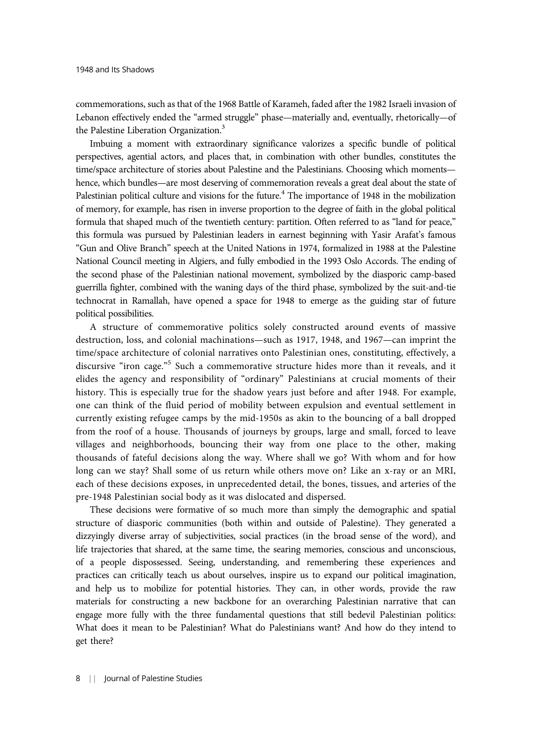commemorations, such as that of the 1968 Battle of Karameh, faded after the 1982 Israeli invasion of Lebanon effectively ended the "armed struggle" phase—materially and, eventually, rhetorically—of the Palestine Liberation Organization.[3]

Imbuing a moment with extraordinary significance valorizes a specific bundle of political perspectives, agential actors, and places that, in combination with other bundles, constitutes the time/space architecture of stories about Palestine and the Palestinians. Choosing which moments—hence, which bundles—are most deserving of commemoration reveals a great deal about the state of Palestinian political culture and visions for the future.[4] The importance of 1948 in the mobilization of memory, for example, has risen in inverse proportion to the degree of faith in the global political formula that shaped much of the twentieth century: partition. Often referred to as "land for peace," this formula was pursued by Palestinian leaders in earnest beginning with Yasir Arafat's famous "Gun and Olive Branch" speech at the United Nations in 1974, formalized in 1988 at the Palestine National Council meeting in Algiers, and fully embodied in the 1993 Oslo Accords. The ending of the second phase of the Palestinian national movement, symbolized by the diasporic camp-based guerrilla fighter, combined with the waning days of the third phase, symbolized by the suit-and-tie technocrat in Ramallah, have opened a space for 1948 to emerge as the guiding star of future political possibilities.

A structure of commemorative politics solely constructed around events of massive destruction, loss, and colonial machinations—such as 1917, 1948, and 1967—can imprint the time/space architecture of colonial narratives onto Palestinian ones, constituting, effectively, a discursive "iron cage."[5] Such a commemorative structure hides more than it reveals, and it elides the agency and responsibility of "ordinary" Palestinians at crucial moments of their history. This is especially true for the shadow years just before and after 1948. For example, one can think of the fluid period of mobility between expulsion and eventual settlement in currently existing refugee camps by the mid-1950s as akin to the bouncing of a ball dropped from the roof of a house. Thousands of journeys by groups, large and small, forced to leave villages and neighborhoods, bouncing their way from one place to the other, making thousands of fateful decisions along the way. Where shall we go? With whom and for how long can we stay? Shall some of us return while others move on? Like an x-ray or an MRI, each of these decisions exposes, in unprecedented detail, the bones, tissues, and arteries of the pre-1948 Palestinian social body as it was dislocated and dispersed.

These decisions were formative of so much more than simply the demographic and spatial structure of diasporic communities (both within and outside of Palestine). They generated a dizzyingly diverse array of subjectivities, social practices (in the broad sense of the word), and life trajectories that shared, at the same time, the searing memories, conscious and unconscious, of a people dispossessed. Seeing, understanding, and remembering these experiences and practices can critically teach us about ourselves, inspire us to expand our political imagination, and help us to mobilize for potential histories. They can, in other words, provide the raw materials for constructing a new backbone for an overarching Palestinian narrative that can engage more fully with the three fundamental questions that still bedevil Palestinian politics: What does it mean to be Palestinian? What do Palestinians want? And how do they intend to get there?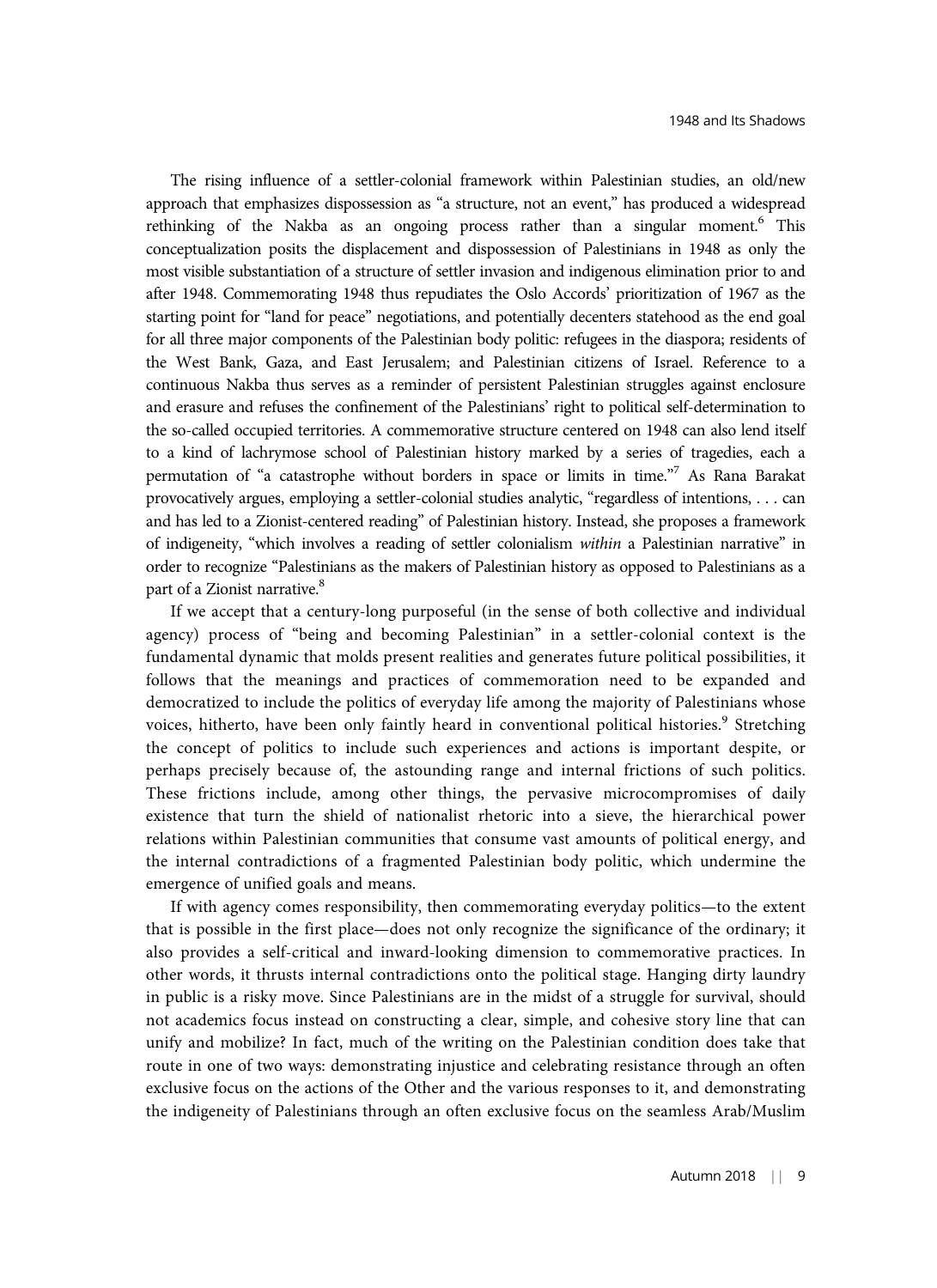The rising influence of a settler-colonial framework within Palestinian studies, an old/new approach that emphasizes dispossession as "a structure, not an event," has produced a widespread rethinking of the Nakba as an ongoing process rather than a singular moment.[6] This conceptualization posits the displacement and dispossession of Palestinians in 1948 as only the most visible substantiation of a structure of settler invasion and indigenous elimination prior to and after 1948. Commemorating 1948 thus repudiates the Oslo Accords' prioritization of 1967 as the starting point for "land for peace" negotiations, and potentially decenters statehood as the end goal for all three major components of the Palestinian body politic: refugees in the diaspora; residents of the West Bank, Gaza, and East Jerusalem; and Palestinian citizens of Israel. Reference to a continuous Nakba thus serves as a reminder of persistent Palestinian struggles against enclosure and erasure and refuses the confinement of the Palestinians' right to political self-determination to the so-called occupied territories. A commemorative structure centered on 1948 can also lend itself to a kind of lachrymose school of Palestinian history marked by a series of tragedies, each a permutation of "a catastrophe without borders in space or limits in time."[7] As Rana Barakat provocatively argues, employing a settler-colonial studies analytic, "regardless of intentions, . . . can and has led to a Zionist-centered reading" of Palestinian history. Instead, she proposes a framework of indigeneity, "which involves a reading of settler colonialism *within* a Palestinian narrative" in order to recognize "Palestinians as the makers of Palestinian history as opposed to Palestinians as a part of a Zionist narrative.[8]

If we accept that a century-long purposeful (in the sense of both collective and individual agency) process of "being and becoming Palestinian" in a settler-colonial context is the fundamental dynamic that molds present realities and generates future political possibilities, it follows that the meanings and practices of commemoration need to be expanded and democratized to include the politics of everyday life among the majority of Palestinians whose voices, hitherto, have been only faintly heard in conventional political histories.[9] Stretching the concept of politics to include such experiences and actions is important despite, or perhaps precisely because of, the astounding range and internal frictions of such politics. These frictions include, among other things, the pervasive microcompromises of daily existence that turn the shield of nationalist rhetoric into a sieve, the hierarchical power relations within Palestinian communities that consume vast amounts of political energy, and the internal contradictions of a fragmented Palestinian body politic, which undermine the emergence of unified goals and means.

If with agency comes responsibility, then commemorating everyday politics—to the extent that is possible in the first place—does not only recognize the significance of the ordinary; it also provides a self-critical and inward-looking dimension to commemorative practices. In other words, it thrusts internal contradictions onto the political stage. Hanging dirty laundry in public is a risky move. Since Palestinians are in the midst of a struggle for survival, should not academics focus instead on constructing a clear, simple, and cohesive story line that can unify and mobilize? In fact, much of the writing on the Palestinian condition does take that route in one of two ways: demonstrating injustice and celebrating resistance through an often exclusive focus on the actions of the Other and the various responses to it, and demonstrating the indigeneity of Palestinians through an often exclusive focus on the seamless Arab/Muslim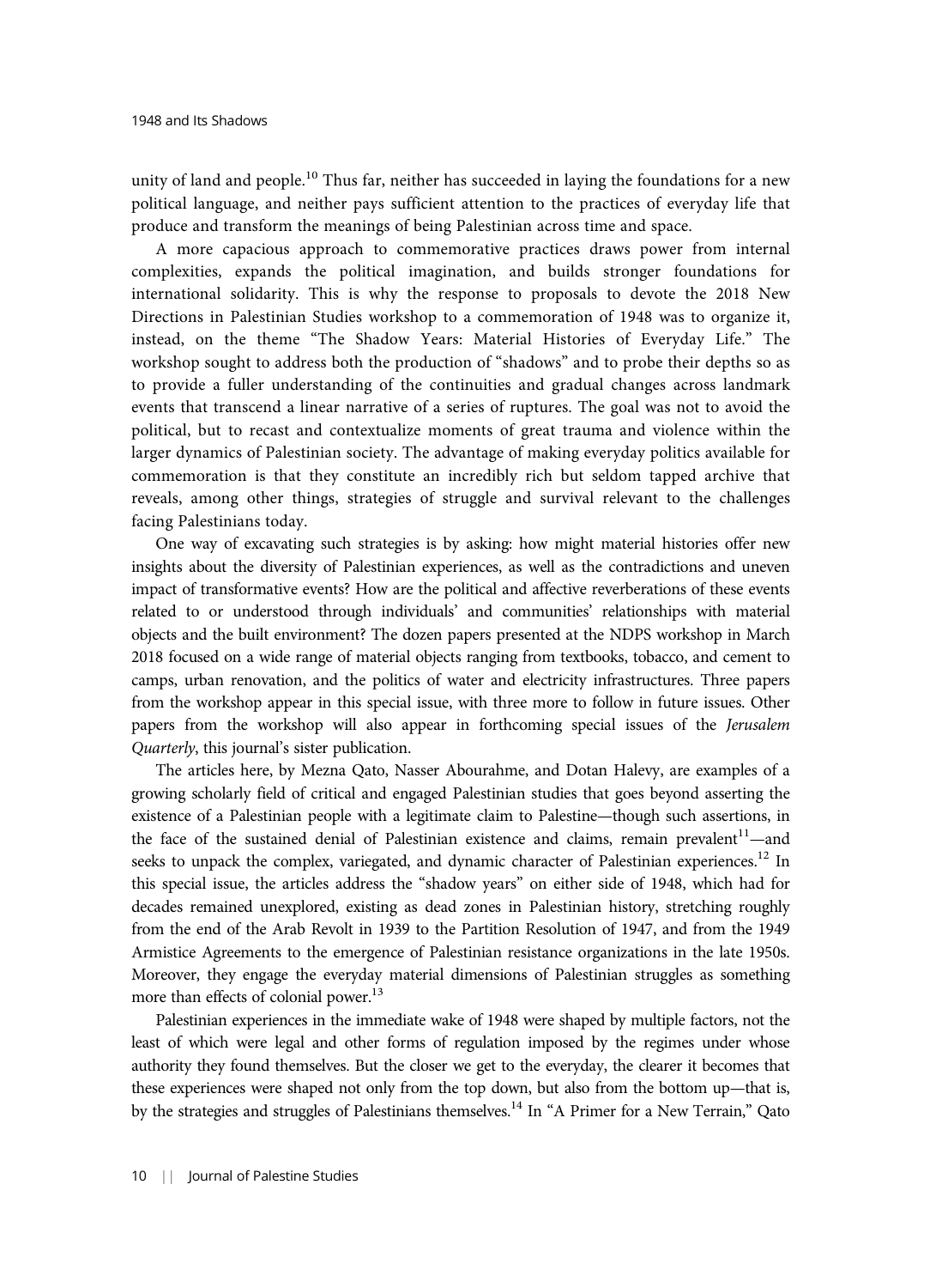unity of land and people.[10] Thus far, neither has succeeded in laying the foundations for a new political language, and neither pays sufficient attention to the practices of everyday life that produce and transform the meanings of being Palestinian across time and space.

A more capacious approach to commemorative practices draws power from internal complexities, expands the political imagination, and builds stronger foundations for international solidarity. This is why the response to proposals to devote the 2018 New Directions in Palestinian Studies workshop to a commemoration of 1948 was to organize it, instead, on the theme "The Shadow Years: Material Histories of Everyday Life." The workshop sought to address both the production of "shadows" and to probe their depths so as to provide a fuller understanding of the continuities and gradual changes across landmark events that transcend a linear narrative of a series of ruptures. The goal was not to avoid the political, but to recast and contextualize moments of great trauma and violence within the larger dynamics of Palestinian society. The advantage of making everyday politics available for commemoration is that they constitute an incredibly rich but seldom tapped archive that reveals, among other things, strategies of struggle and survival relevant to the challenges facing Palestinians today.

One way of excavating such strategies is by asking: how might material histories offer new insights about the diversity of Palestinian experiences, as well as the contradictions and uneven impact of transformative events? How are the political and affective reverberations of these events related to or understood through individuals' and communities' relationships with material objects and the built environment? The dozen papers presented at the NDPS workshop in March 2018 focused on a wide range of material objects ranging from textbooks, tobacco, and cement to camps, urban renovation, and the politics of water and electricity infrastructures. Three papers from the workshop appear in this special issue, with three more to follow in future issues. Other papers from the workshop will also appear in forthcoming special issues of the *Jerusalem Quarterly*, this journal's sister publication.

The articles here, by Mezna Qato, Nasser Abourahme, and Dotan Halevy, are examples of a growing scholarly field of critical and engaged Palestinian studies that goes beyond asserting the existence of a Palestinian people with a legitimate claim to Palestine—though such assertions, in the face of the sustained denial of Palestinian existence and claims, remain prevalent[11]—and seeks to unpack the complex, variegated, and dynamic character of Palestinian experiences.[12] In this special issue, the articles address the "shadow years" on either side of 1948, which had for decades remained unexplored, existing as dead zones in Palestinian history, stretching roughly from the end of the Arab Revolt in 1939 to the Partition Resolution of 1947, and from the 1949 Armistice Agreements to the emergence of Palestinian resistance organizations in the late 1950s. Moreover, they engage the everyday material dimensions of Palestinian struggles as something more than effects of colonial power.[13]

Palestinian experiences in the immediate wake of 1948 were shaped by multiple factors, not the least of which were legal and other forms of regulation imposed by the regimes under whose authority they found themselves. But the closer we get to the everyday, the clearer it becomes that these experiences were shaped not only from the top down, but also from the bottom up—that is, by the strategies and struggles of Palestinians themselves.[14] In "A Primer for a New Terrain," Qato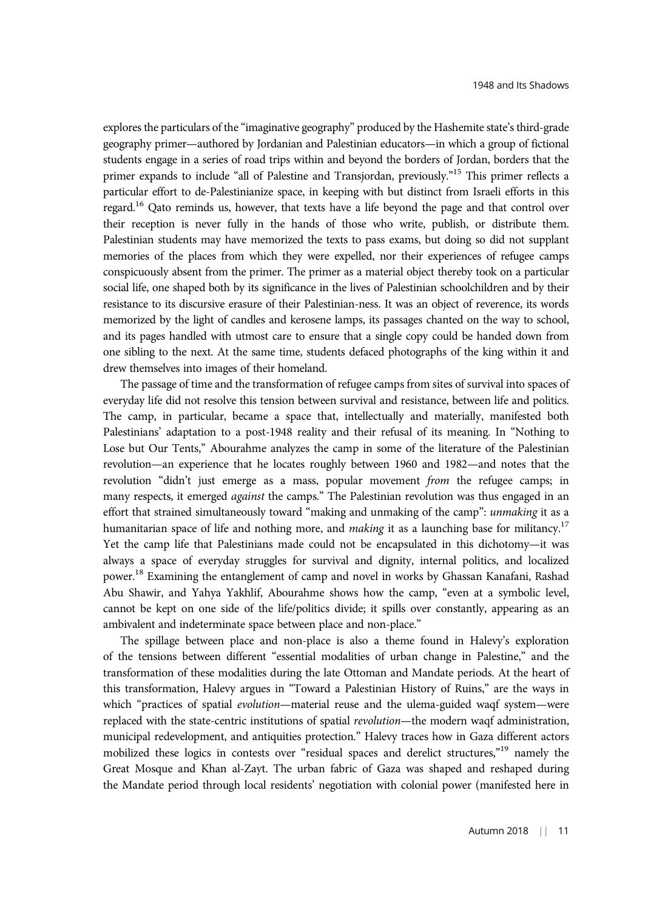explores the particulars of the "imaginative geography" produced by the Hashemite state's third-grade geography primer—authored by Jordanian and Palestinian educators—in which a group of fictional students engage in a series of road trips within and beyond the borders of Jordan, borders that the primer expands to include "all of Palestine and Transjordan, previously."[15] This primer reflects a particular effort to de-Palestinianize space, in keeping with but distinct from Israeli efforts in this regard.[16] Qato reminds us, however, that texts have a life beyond the page and that control over their reception is never fully in the hands of those who write, publish, or distribute them. Palestinian students may have memorized the texts to pass exams, but doing so did not supplant memories of the places from which they were expelled, nor their experiences of refugee camps conspicuously absent from the primer. The primer as a material object thereby took on a particular social life, one shaped both by its significance in the lives of Palestinian schoolchildren and by their resistance to its discursive erasure of their Palestinian-ness. It was an object of reverence, its words memorized by the light of candles and kerosene lamps, its passages chanted on the way to school, and its pages handled with utmost care to ensure that a single copy could be handed down from one sibling to the next. At the same time, students defaced photographs of the king within it and drew themselves into images of their homeland.

The passage of time and the transformation of refugee camps from sites of survival into spaces of everyday life did not resolve this tension between survival and resistance, between life and politics. The camp, in particular, became a space that, intellectually and materially, manifested both Palestinians' adaptation to a post-1948 reality and their refusal of its meaning. In "Nothing to Lose but Our Tents," Abourahme analyzes the camp in some of the literature of the Palestinian revolution—an experience that he locates roughly between 1960 and 1982—and notes that the revolution "didn't just emerge as a mass, popular movement *from* the refugee camps; in many respects, it emerged *against* the camps." The Palestinian revolution was thus engaged in an effort that strained simultaneously toward "making and unmaking of the camp": *unmaking* it as a humanitarian space of life and nothing more, and *making* it as a launching base for militancy.[17] Yet the camp life that Palestinians made could not be encapsulated in this dichotomy—it was always a space of everyday struggles for survival and dignity, internal politics, and localized power.[18] Examining the entanglement of camp and novel in works by Ghassan Kanafani, Rashad Abu Shawir, and Yahya Yakhlif, Abourahme shows how the camp, "even at a symbolic level, cannot be kept on one side of the life/politics divide; it spills over constantly, appearing as an ambivalent and indeterminate space between place and non-place."

The spillage between place and non-place is also a theme found in Halevy's exploration of the tensions between different "essential modalities of urban change in Palestine," and the transformation of these modalities during the late Ottoman and Mandate periods. At the heart of this transformation, Halevy argues in "Toward a Palestinian History of Ruins," are the ways in which "practices of spatial *evolution*—material reuse and the ulema-guided waqf system—were replaced with the state-centric institutions of spatial *revolution*—the modern waqf administration, municipal redevelopment, and antiquities protection." Halevy traces how in Gaza different actors mobilized these logics in contests over "residual spaces and derelict structures,"[19] namely the Great Mosque and Khan al-Zayt. The urban fabric of Gaza was shaped and reshaped during the Mandate period through local residents' negotiation with colonial power (manifested here in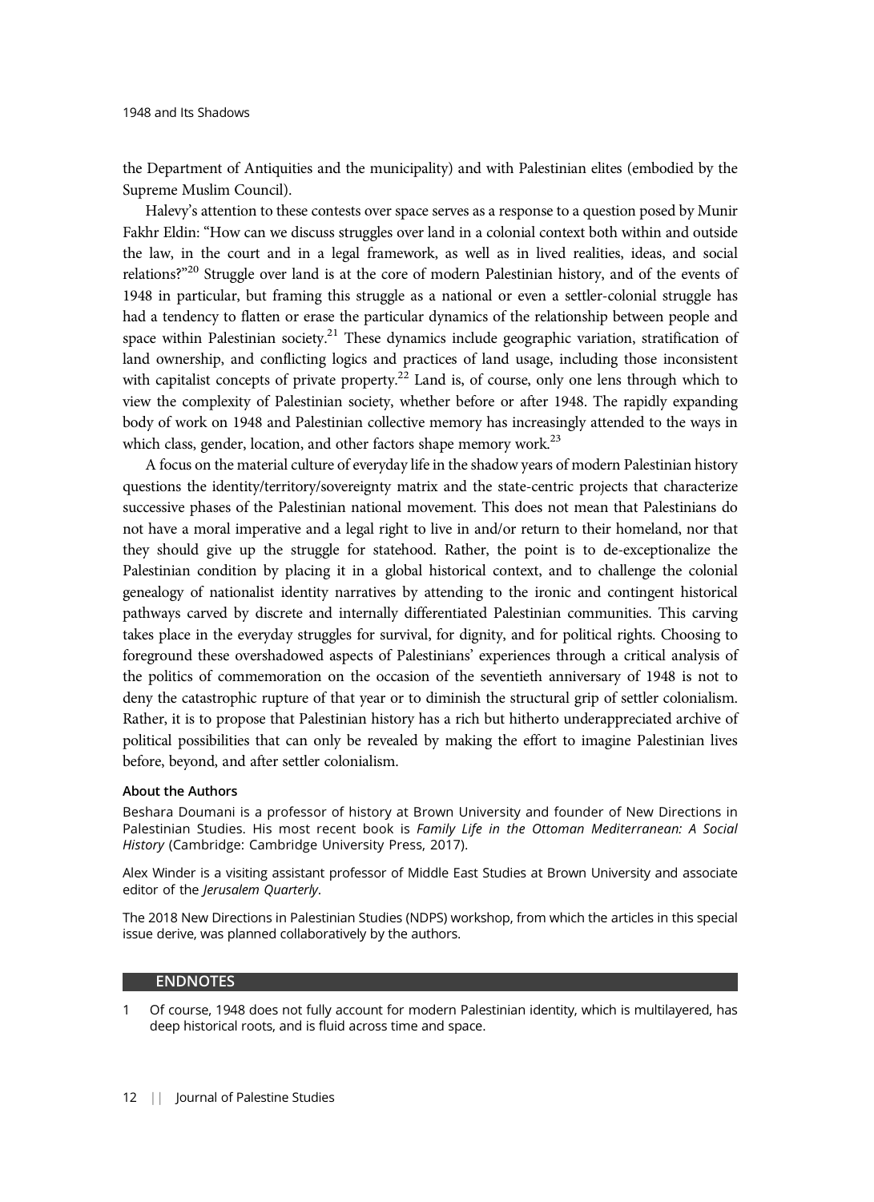the Department of Antiquities and the municipality) and with Palestinian elites (embodied by the Supreme Muslim Council).

Halevy's attention to these contests over space serves as a response to a question posed by Munir Fakhr Eldin: "How can we discuss struggles over land in a colonial context both within and outside the law, in the court and in a legal framework, as well as in lived realities, ideas, and social relations?"[20] Struggle over land is at the core of modern Palestinian history, and of the events of 1948 in particular, but framing this struggle as a national or even a settler-colonial struggle has had a tendency to flatten or erase the particular dynamics of the relationship between people and space within Palestinian society.[21] These dynamics include geographic variation, stratification of land ownership, and conflicting logics and practices of land usage, including those inconsistent with capitalist concepts of private property.[22] Land is, of course, only one lens through which to view the complexity of Palestinian society, whether before or after 1948. The rapidly expanding body of work on 1948 and Palestinian collective memory has increasingly attended to the ways in which class, gender, location, and other factors shape memory work.[23]

A focus on the material culture of everyday life in the shadow years of modern Palestinian history questions the identity/territory/sovereignty matrix and the state-centric projects that characterize successive phases of the Palestinian national movement. This does not mean that Palestinians do not have a moral imperative and a legal right to live in and/or return to their homeland, nor that they should give up the struggle for statehood. Rather, the point is to de-exceptionalize the Palestinian condition by placing it in a global historical context, and to challenge the colonial genealogy of nationalist identity narratives by attending to the ironic and contingent historical pathways carved by discrete and internally differentiated Palestinian communities. This carving takes place in the everyday struggles for survival, for dignity, and for political rights. Choosing to foreground these overshadowed aspects of Palestinians' experiences through a critical analysis of the politics of commemoration on the occasion of the seventieth anniversary of 1948 is not to deny the catastrophic rupture of that year or to diminish the structural grip of settler colonialism. Rather, it is to propose that Palestinian history has a rich but hitherto underappreciated archive of political possibilities that can only be revealed by making the effort to imagine Palestinian lives before, beyond, and after settler colonialism.

#### About the Authors

Beshara Doumani is a professor of history at Brown University and founder of New Directions in Palestinian Studies. His most recent book is *Family Life in the Ottoman Mediterranean: A Social History* (Cambridge: Cambridge University Press, 2017).

Alex Winder is a visiting assistant professor of Middle East Studies at Brown University and associate editor of the *Jerusalem Quarterly*.

The 2018 New Directions in Palestinian Studies (NDPS) workshop, from which the articles in this special issue derive, was planned collaboratively by the authors.

## ENDNOTES

1 Of course, 1948 does not fully account for modern Palestinian identity, which is multilayered, has deep historical roots, and is fluid across time and space.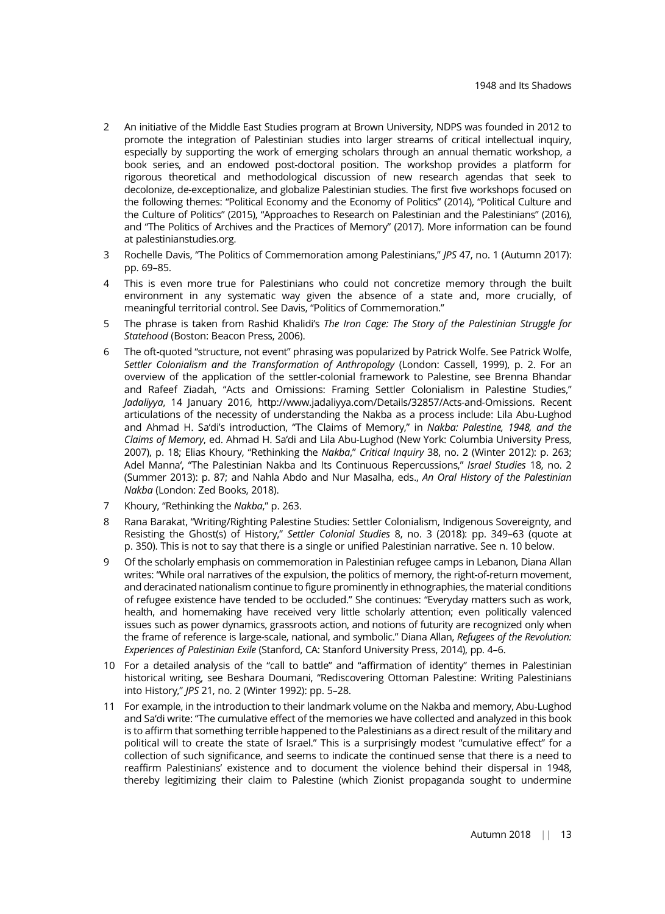2 An initiative of the Middle East Studies program at Brown University, NDPS was founded in 2012 to promote the integration of Palestinian studies into larger streams of critical intellectual inquiry, especially by supporting the work of emerging scholars through an annual thematic workshop, a book series, and an endowed post-doctoral position. The workshop provides a platform for rigorous theoretical and methodological discussion of new research agendas that seek to decolonize, de-exceptionalize, and globalize Palestinian studies. The first five workshops focused on the following themes: "Political Economy and the Economy of Politics" (2014), "Political Culture and the Culture of Politics" (2015), "Approaches to Research on Palestinian and the Palestinians" (2016), and "The Politics of Archives and the Practices of Memory" (2017). More information can be found at palestinianstudies.org.

3 Rochelle Davis, "The Politics of Commemoration among Palestinians," *JPS* 47, no. 1 (Autumn 2017): pp. 69–85.

4 This is even more true for Palestinians who could not concretize memory through the built environment in any systematic way given the absence of a state and, more crucially, of meaningful territorial control. See Davis, "Politics of Commemoration."

5 The phrase is taken from Rashid Khalidi's *The Iron Cage: The Story of the Palestinian Struggle for Statehood* (Boston: Beacon Press, 2006).

6 The oft-quoted "structure, not event" phrasing was popularized by Patrick Wolfe. See Patrick Wolfe, *Settler Colonialism and the Transformation of Anthropology* (London: Cassell, 1999), p. 2. For an overview of the application of the settler-colonial framework to Palestine, see Brenna Bhandar and Rafeef Ziadah, "Acts and Omissions: Framing Settler Colonialism in Palestine Studies," *Jadaliyya*, 14 January 2016, http://www.jadaliyya.com/Details/32857/Acts-and-Omissions. Recent articulations of the necessity of understanding the Nakba as a process include: Lila Abu-Lughod and Ahmad H. Sa'di's introduction, "The Claims of Memory," in *Nakba: Palestine, 1948, and the Claims of Memory*, ed. Ahmad H. Sa'di and Lila Abu-Lughod (New York: Columbia University Press, 2007), p. 18; Elias Khoury, "Rethinking the *Nakba*," *Critical Inquiry* 38, no. 2 (Winter 2012): p. 263; Adel Manna', "The Palestinian Nakba and Its Continuous Repercussions," *Israel Studies* 18, no. 2 (Summer 2013): p. 87; and Nahla Abdo and Nur Masalha, eds., *An Oral History of the Palestinian Nakba* (London: Zed Books, 2018).

7 Khoury, "Rethinking the *Nakba*," p. 263.

8 Rana Barakat, "Writing/Righting Palestine Studies: Settler Colonialism, Indigenous Sovereignty, and Resisting the Ghost(s) of History," *Settler Colonial Studies* 8, no. 3 (2018): pp. 349–63 (quote at p. 350). This is not to say that there is a single or unified Palestinian narrative. See n. 10 below.

9 Of the scholarly emphasis on commemoration in Palestinian refugee camps in Lebanon, Diana Allan writes: "While oral narratives of the expulsion, the politics of memory, the right-of-return movement, and deracinated nationalism continue to figure prominently in ethnographies, the material conditions of refugee existence have tended to be occluded." She continues: "Everyday matters such as work, health, and homemaking have received very little scholarly attention; even politically valenced issues such as power dynamics, grassroots action, and notions of futurity are recognized only when the frame of reference is large-scale, national, and symbolic." Diana Allan, *Refugees of the Revolution: Experiences of Palestinian Exile* (Stanford, CA: Stanford University Press, 2014), pp. 4–6.

10 For a detailed analysis of the "call to battle" and "affirmation of identity" themes in Palestinian historical writing, see Beshara Doumani, "Rediscovering Ottoman Palestine: Writing Palestinians into History," *JPS* 21, no. 2 (Winter 1992): pp. 5–28.

11 For example, in the introduction to their landmark volume on the Nakba and memory, Abu-Lughod and Sa'di write: "The cumulative effect of the memories we have collected and analyzed in this book is to affirm that something terrible happened to the Palestinians as a direct result of the military and political will to create the state of Israel." This is a surprisingly modest "cumulative effect" for a collection of such significance, and seems to indicate the continued sense that there is a need to reaffirm Palestinians' existence and to document the violence behind their dispersal in 1948, thereby legitimizing their claim to Palestine (which Zionist propaganda sought to undermine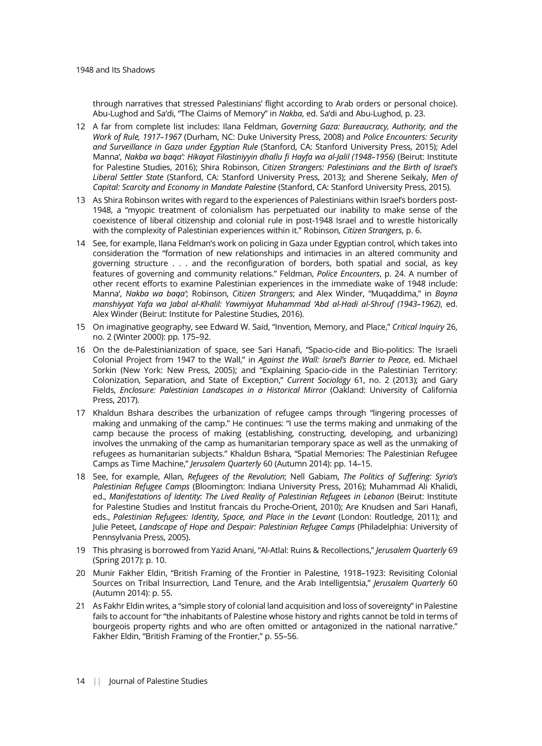through narratives that stressed Palestinians' flight according to Arab orders or personal choice). Abu-Lughod and Sa'di, "The Claims of Memory" in *Nakba*, ed. Sa'di and Abu-Lughod, p. 23.

12 A far from complete list includes: Ilana Feldman, *Governing Gaza: Bureaucracy, Authority, and the Work of Rule, 1917–1967* (Durham, NC: Duke University Press, 2008) and *Police Encounters: Security and Surveillance in Gaza under Egyptian Rule* (Stanford, CA: Stanford University Press, 2015); Adel Manna', *Nakba wa baqa': Hikayat Filastiniyyin dhallu fi Hayfa wa al-Jalil (1948–1956)* (Beirut: Institute for Palestine Studies, 2016); Shira Robinson, *Citizen Strangers: Palestinians and the Birth of Israel's Liberal Settler State* (Stanford, CA: Stanford University Press, 2013); and Sherene Seikaly, *Men of Capital: Scarcity and Economy in Mandate Palestine* (Stanford, CA: Stanford University Press, 2015).

13 As Shira Robinson writes with regard to the experiences of Palestinians within Israel's borders post-1948, a "myopic treatment of colonialism has perpetuated our inability to make sense of the coexistence of liberal citizenship and colonial rule in post-1948 Israel and to wrestle historically with the complexity of Palestinian experiences within it." Robinson, *Citizen Strangers*, p. 6.

14 See, for example, Ilana Feldman's work on policing in Gaza under Egyptian control, which takes into consideration the "formation of new relationships and intimacies in an altered community and governing structure . . . and the reconfiguration of borders, both spatial and social, as key features of governing and community relations." Feldman, *Police Encounters*, p. 24. A number of other recent efforts to examine Palestinian experiences in the immediate wake of 1948 include: Manna', *Nakba wa baqa'*; Robinson, *Citizen Strangers*; and Alex Winder, "Muqaddima," in *Bayna manshiyyat Yafa wa Jabal al-Khalil: Yawmiyyat Muhammad 'Abd al-Hadi al-Shrouf (1943–1962)*, ed. Alex Winder (Beirut: Institute for Palestine Studies, 2016).

15 On imaginative geography, see Edward W. Said, "Invention, Memory, and Place," *Critical Inquiry* 26, no. 2 (Winter 2000): pp. 175–92.

16 On the de-Palestinianization of space, see Sari Hanafi, "Spacio-cide and Bio-politics: The Israeli Colonial Project from 1947 to the Wall," in *Against the Wall: Israel's Barrier to Peace*, ed. Michael Sorkin (New York: New Press, 2005); and "Explaining Spacio-cide in the Palestinian Territory: Colonization, Separation, and State of Exception," *Current Sociology* 61, no. 2 (2013); and Gary Fields, *Enclosure: Palestinian Landscapes in a Historical Mirror* (Oakland: University of California Press, 2017).

17 Khaldun Bshara describes the urbanization of refugee camps through "lingering processes of making and unmaking of the camp." He continues: "I use the terms making and unmaking of the camp because the process of making (establishing, constructing, developing, and urbanizing) involves the unmaking of the camp as humanitarian temporary space as well as the unmaking of refugees as humanitarian subjects." Khaldun Bshara, "Spatial Memories: The Palestinian Refugee Camps as Time Machine," *Jerusalem Quarterly* 60 (Autumn 2014): pp. 14–15.

18 See, for example, Allan, *Refugees of the Revolution*; Nell Gabiam, *The Politics of Suffering: Syria's Palestinian Refugee Camps* (Bloomington: Indiana University Press, 2016); Muhammad Ali Khalidi, ed., *Manifestations of Identity: The Lived Reality of Palestinian Refugees in Lebanon* (Beirut: Institute for Palestine Studies and Institut francais du Proche-Orient, 2010); Are Knudsen and Sari Hanafi, eds., *Palestinian Refugees: Identity, Space, and Place in the Levant* (London: Routledge, 2011); and Julie Peteet, *Landscape of Hope and Despair: Palestinian Refugee Camps* (Philadelphia: University of Pennsylvania Press, 2005).

19 This phrasing is borrowed from Yazid Anani, "Al-Atlal: Ruins & Recollections," *Jerusalem Quarterly* 69 (Spring 2017): p. 10.

20 Munir Fakher Eldin, "British Framing of the Frontier in Palestine, 1918–1923: Revisiting Colonial Sources on Tribal Insurrection, Land Tenure, and the Arab Intelligentsia," *Jerusalem Quarterly* 60 (Autumn 2014): p. 55.

21 As Fakhr Eldin writes, a "simple story of colonial land acquisition and loss of sovereignty" in Palestine fails to account for "the inhabitants of Palestine whose history and rights cannot be told in terms of bourgeois property rights and who are often omitted or antagonized in the national narrative." Fakher Eldin, "British Framing of the Frontier," p. 55–56.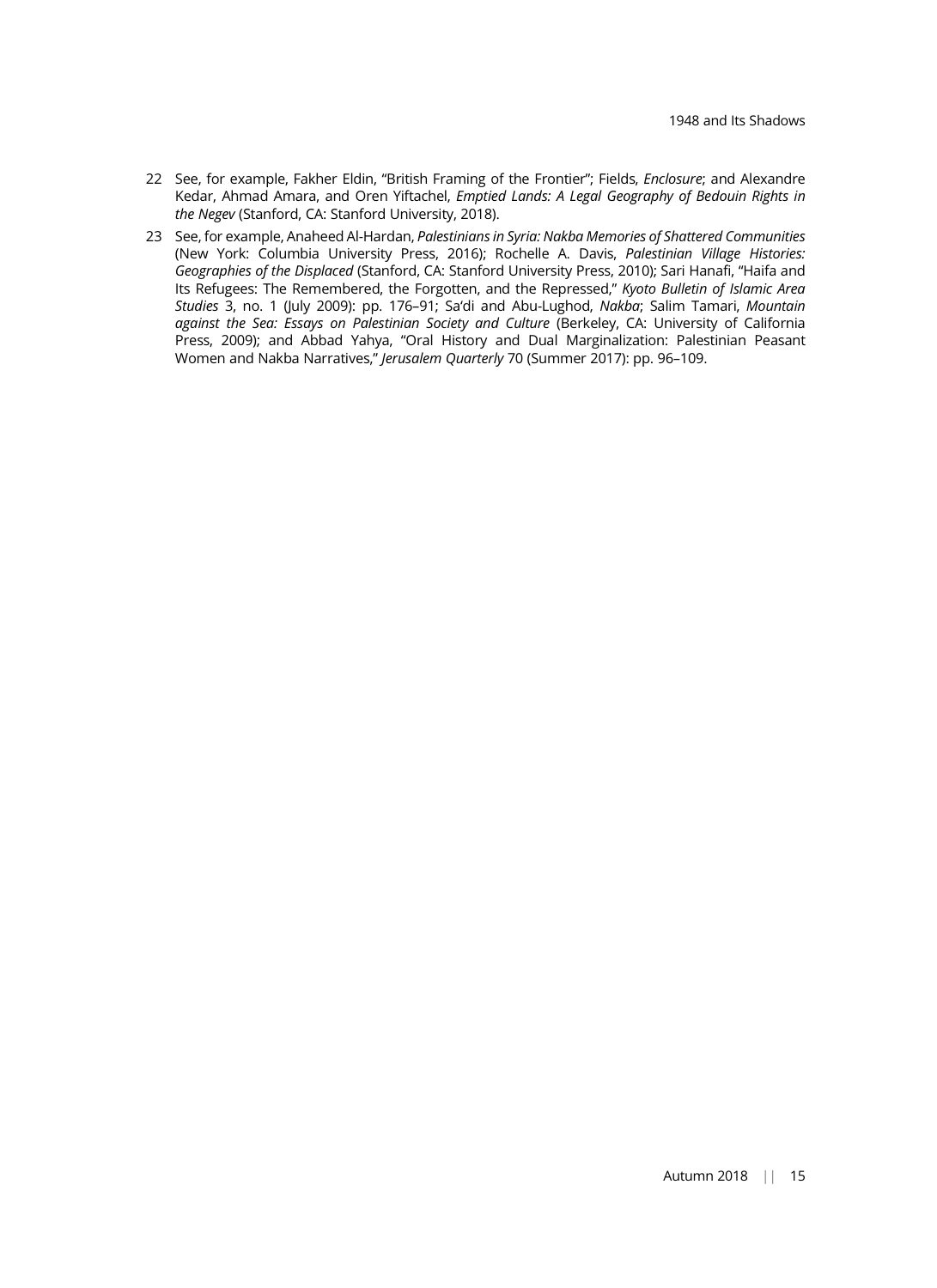22 See, for example, Fakher Eldin, "British Framing of the Frontier"; Fields, *Enclosure*; and Alexandre Kedar, Ahmad Amara, and Oren Yiftachel, *Emptied Lands: A Legal Geography of Bedouin Rights in the Negev* (Stanford, CA: Stanford University, 2018).

23 See, for example, Anaheed Al-Hardan, *Palestinians in Syria: Nakba Memories of Shattered Communities* (New York: Columbia University Press, 2016); Rochelle A. Davis, *Palestinian Village Histories: Geographies of the Displaced* (Stanford, CA: Stanford University Press, 2010); Sari Hanafi, "Haifa and Its Refugees: The Remembered, the Forgotten, and the Repressed," *Kyoto Bulletin of Islamic Area Studies* 3, no. 1 (July 2009): pp. 176–91; Sa'di and Abu-Lughod, *Nakba*; Salim Tamari, *Mountain against the Sea: Essays on Palestinian Society and Culture* (Berkeley, CA: University of California Press, 2009); and Abbad Yahya, "Oral History and Dual Marginalization: Palestinian Peasant Women and Nakba Narratives," *Jerusalem Quarterly* 70 (Summer 2017): pp. 96–109.